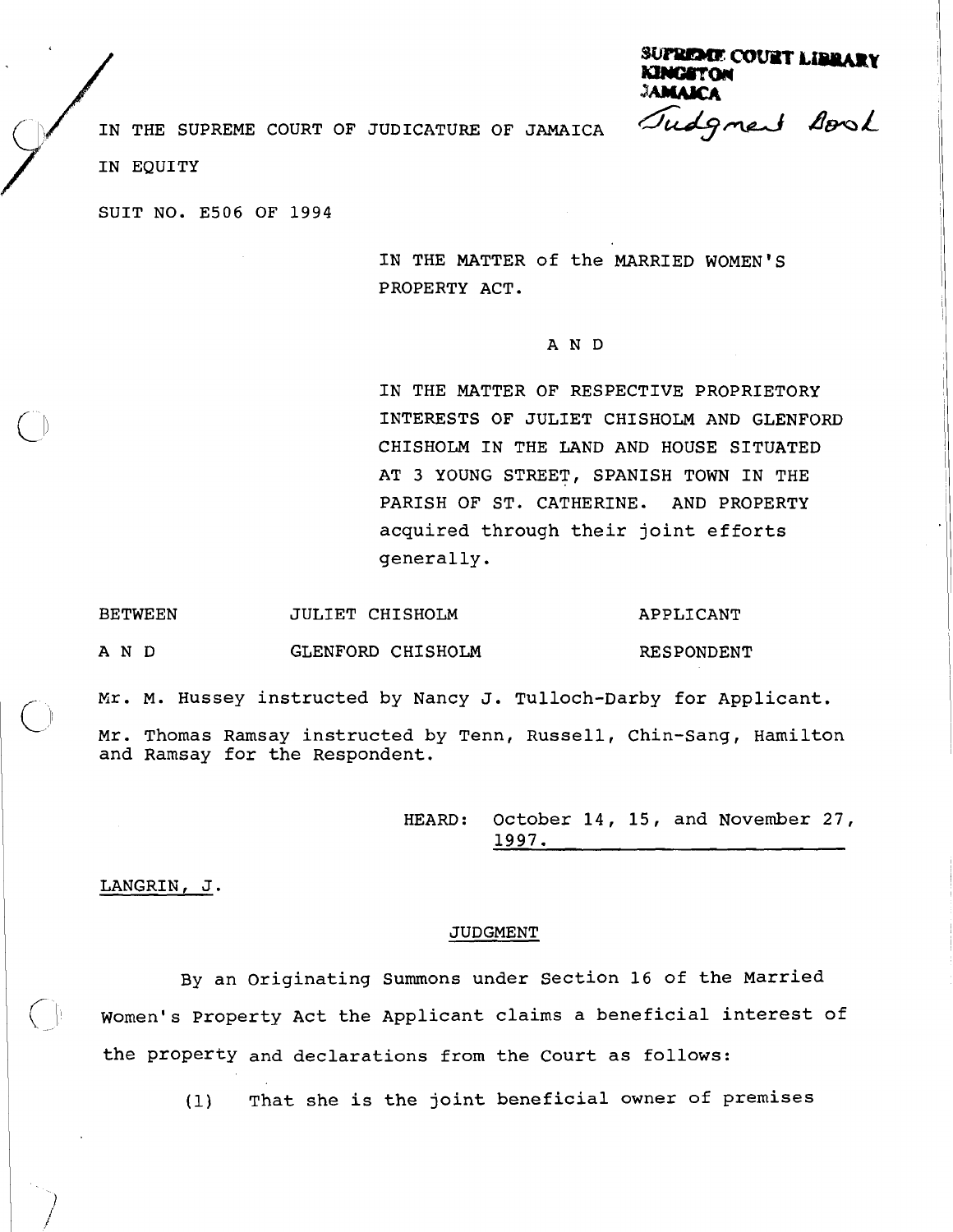SUPREME COURT LIBRARY
KINGSTON
JAMAICA
Judgment Book

IN THE SUPREME COURT OF JUDICATURE OF JAMAICA

IN EQUITY

SUIT NO. E506 OF 1994

IN THE MATTER of the MARRIED WOMEN'S PROPERTY ACT.

A N D

IN THE MATTER OF RESPECTIVE PROPRIETORY INTERESTS OF JULIET CHISHOLM AND GLENFORD CHISHOLM IN THE LAND AND HOUSE SITUATED AT 3 YOUNG STREET, SPANISH TOWN IN THE PARISH OF ST. CATHERINE. AND PROPERTY acquired through their joint efforts generally.

| BETWEEN | JULIET CHISHOLM | APPLICANT |
|---|---|---|
| A N D | GLENFORD CHISHOLM | RESPONDENT |

Mr. M. Hussey instructed by Nancy J. Tulloch-Darby for Applicant.

Mr. Thomas Ramsay instructed by Tenn, Russell, Chin-Sang, Hamilton and Ramsay for the Respondent.

HEARD: October 14, 15, and November 27, 1997.

LANGRIN, J.

## JUDGMENT

By an Originating Summons under Section 16 of the Married Women's Property Act the Applicant claims a beneficial interest of the property and declarations from the Court as follows:

(1) That she is the joint beneficial owner of premises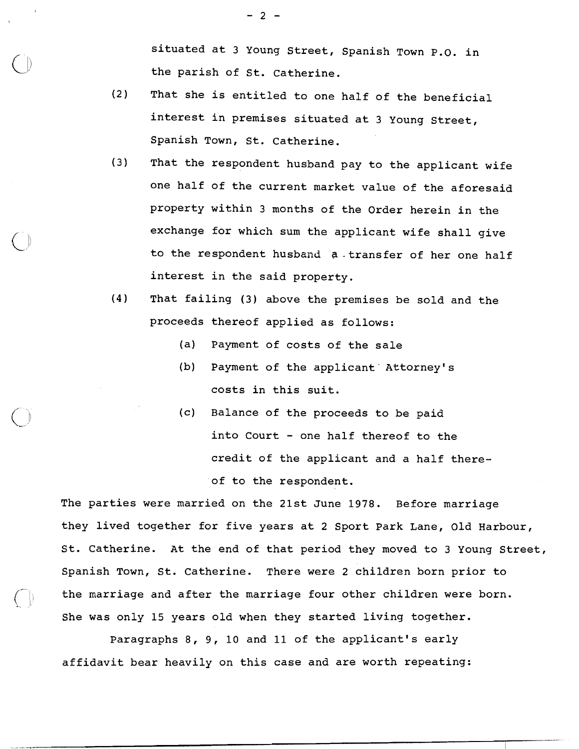situated at 3 Young Street, Spanish Town P.O. in the parish of St. Catherine.

(2) That she is entitled to one half of the beneficial interest in premises situated at 3 Young Street, Spanish Town, St. Catherine.

(3) That the respondent husband pay to the applicant wife one half of the current market value of the aforesaid property within 3 months of the Order herein in the exchange for which sum the applicant wife shall give to the respondent husband a transfer of her one half interest in the said property.

(4) That failing (3) above the premises be sold and the proceeds thereof applied as follows:

   (a) Payment of costs of the sale

   (b) Payment of the applicant Attorney's costs in this suit.

   (c) Balance of the proceeds to be paid into Court - one half thereof to the credit of the applicant and a half thereof to the respondent.

The parties were married on the 21st June 1978. Before marriage they lived together for five years at 2 Sport Park Lane, Old Harbour, St. Catherine. At the end of that period they moved to 3 Young Street, Spanish Town, St. Catherine. There were 2 children born prior to the marriage and after the marriage four other children were born. She was only 15 years old when they started living together.

Paragraphs 8, 9, 10 and 11 of the applicant's early affidavit bear heavily on this case and are worth repeating: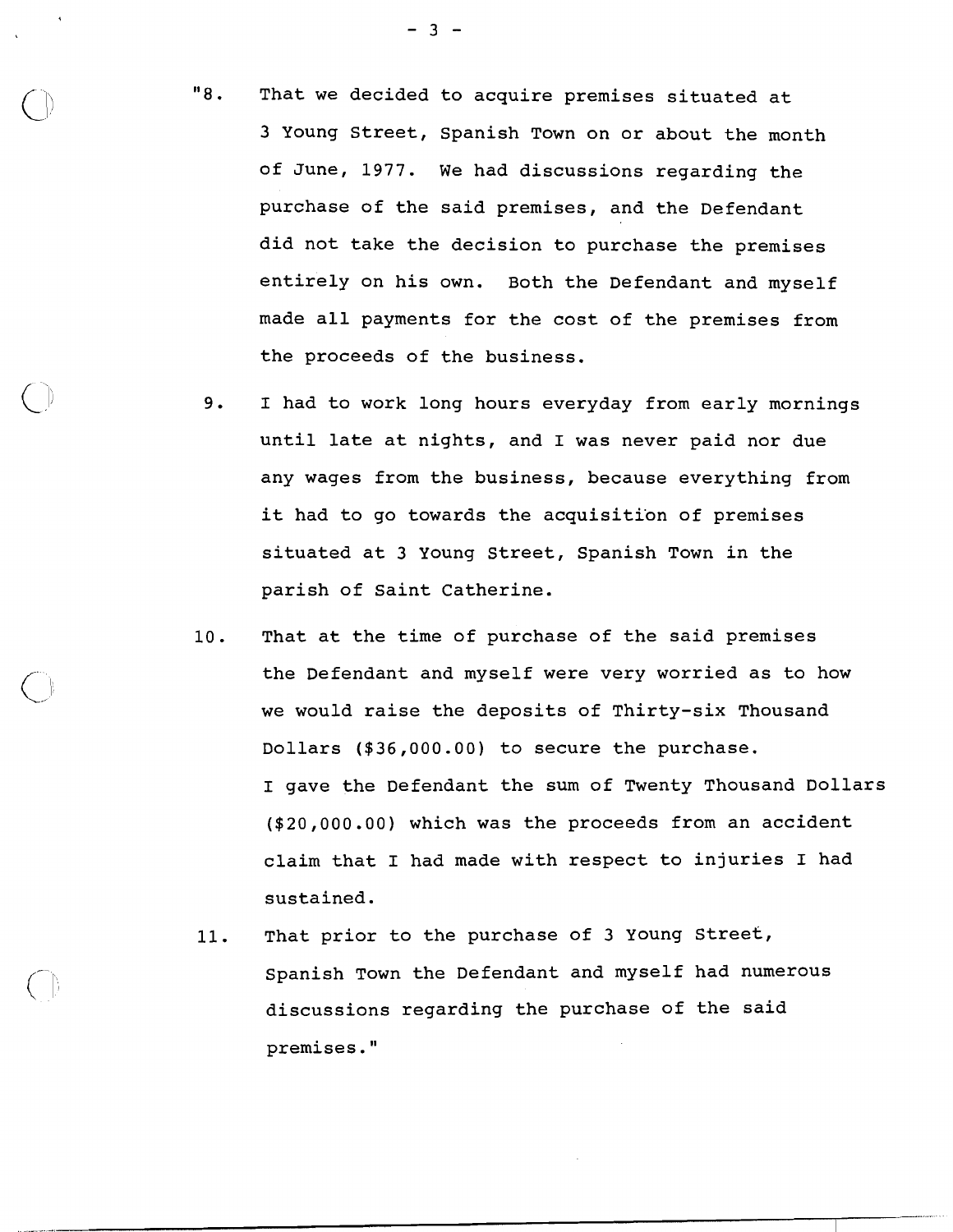"8. That we decided to acquire premises situated at 3 Young Street, Spanish Town on or about the month of June, 1977. We had discussions regarding the purchase of the said premises, and the Defendant did not take the decision to purchase the premises entirely on his own. Both the Defendant and myself made all payments for the cost of the premises from the proceeds of the business.

9. I had to work long hours everyday from early mornings until late at nights, and I was never paid nor due any wages from the business, because everything from it had to go towards the acquisition of premises situated at 3 Young Street, Spanish Town in the parish of Saint Catherine.

10. That at the time of purchase of the said premises the Defendant and myself were very worried as to how we would raise the deposits of Thirty-six Thousand Dollars ($36,000.00) to secure the purchase. I gave the Defendant the sum of Twenty Thousand Dollars ($20,000.00) which was the proceeds from an accident claim that I had made with respect to injuries I had sustained.

11. That prior to the purchase of 3 Young Street, Spanish Town the Defendant and myself had numerous discussions regarding the purchase of the said premises."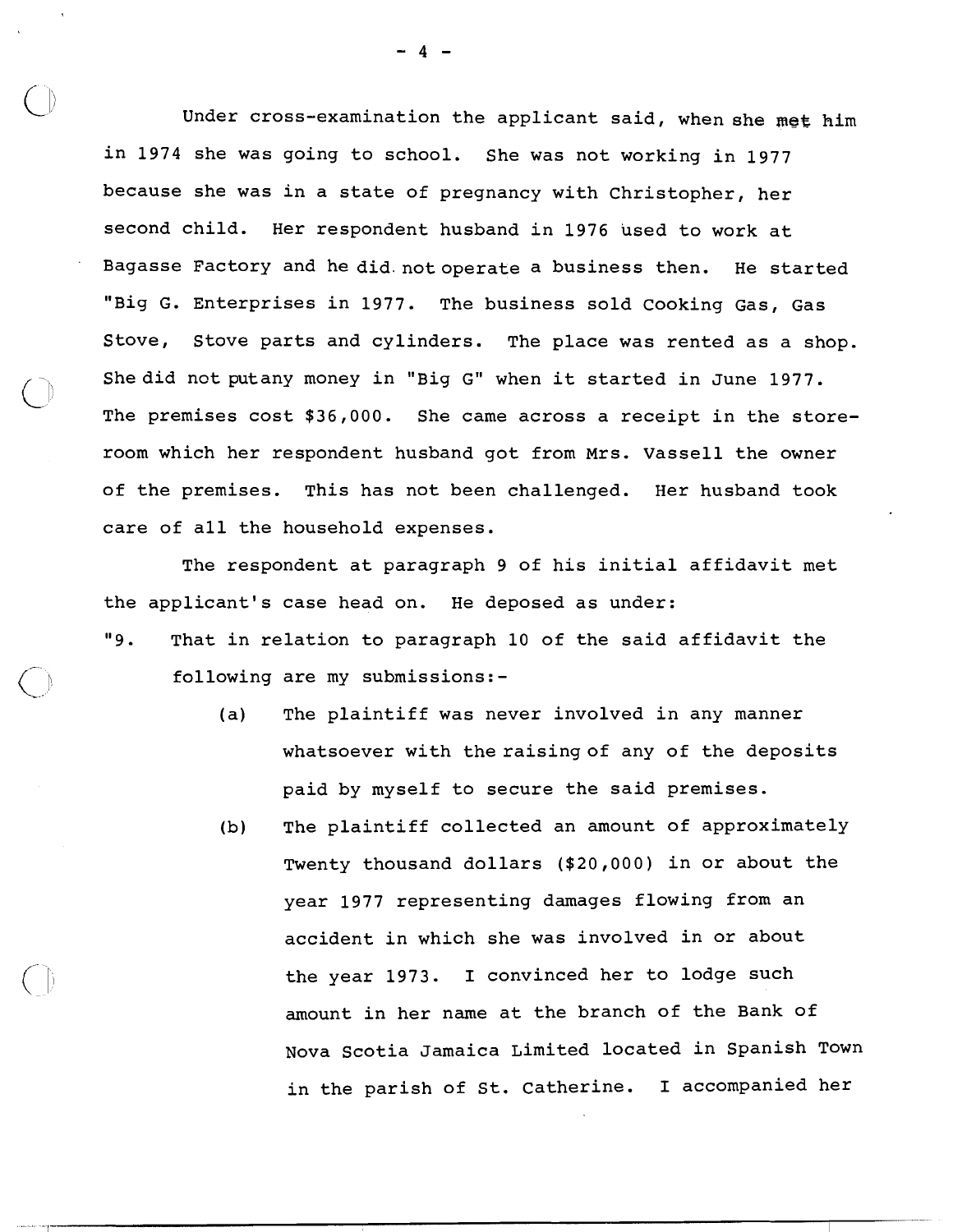Under cross-examination the applicant said, when she met him in 1974 she was going to school. She was not working in 1977 because she was in a state of pregnancy with Christopher, her second child. Her respondent husband in 1976 used to work at Bagasse Factory and he did not operate a business then. He started "Big G. Enterprises in 1977. The business sold Cooking Gas, Gas Stove, Stove parts and cylinders. The place was rented as a shop. She did not put any money in "Big G" when it started in June 1977. The premises cost $36,000. She came across a receipt in the store-room which her respondent husband got from Mrs. Vassell the owner of the premises. This has not been challenged. Her husband took care of all the household expenses.

The respondent at paragraph 9 of his initial affidavit met the applicant's case head on. He deposed as under:

"9. That in relation to paragraph 10 of the said affidavit the following are my submissions:-

(a) The plaintiff was never involved in any manner whatsoever with the raising of any of the deposits paid by myself to secure the said premises.

(b) The plaintiff collected an amount of approximately Twenty thousand dollars ($20,000) in or about the year 1977 representing damages flowing from an accident in which she was involved in or about the year 1973. I convinced her to lodge such amount in her name at the branch of the Bank of Nova Scotia Jamaica Limited located in Spanish Town in the parish of St. Catherine. I accompanied her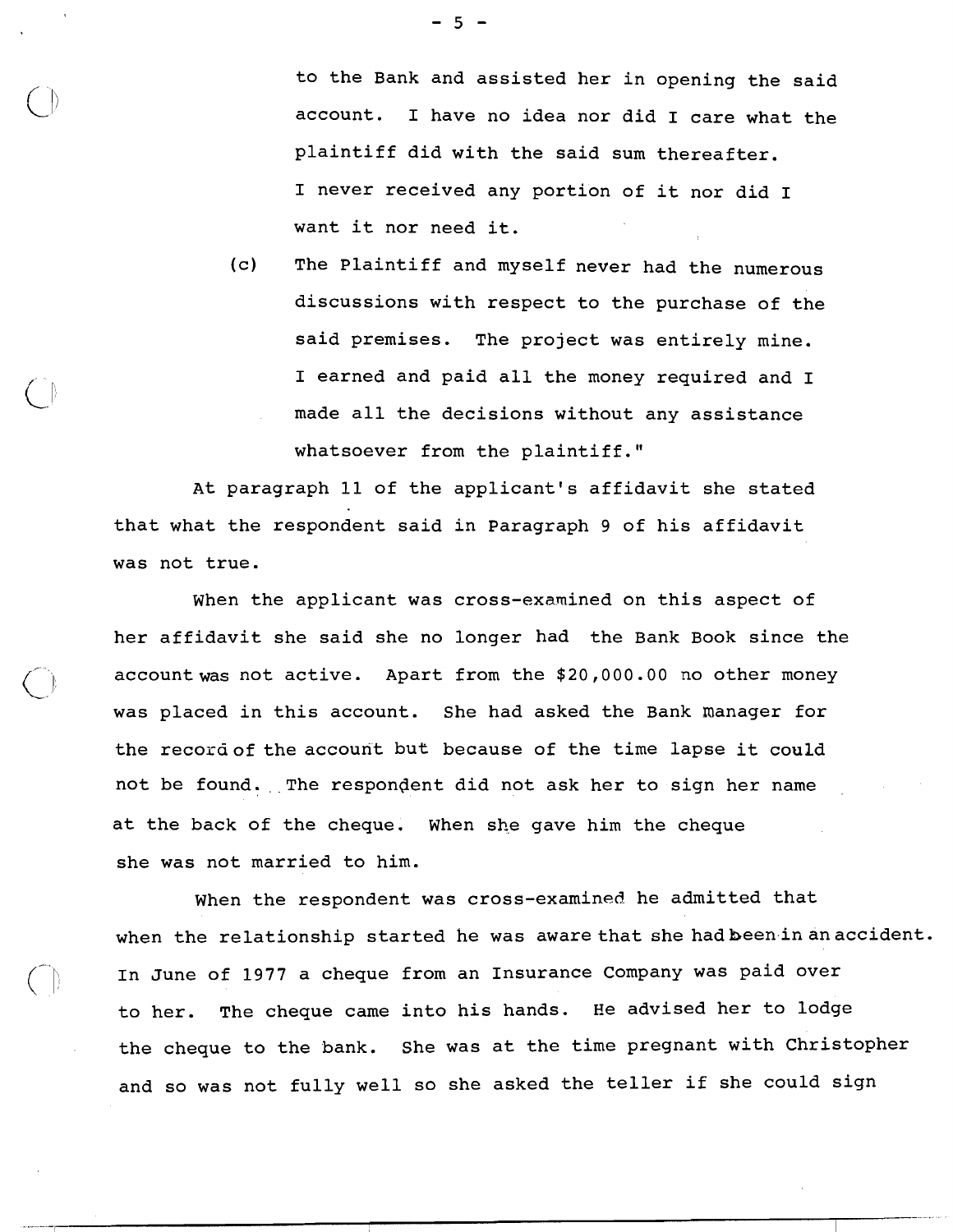to the Bank and assisted her in opening the said account. I have no idea nor did I care what the plaintiff did with the said sum thereafter. I never received any portion of it nor did I want it nor need it.

(c) The Plaintiff and myself never had the numerous discussions with respect to the purchase of the said premises. The project was entirely mine. I earned and paid all the money required and I made all the decisions without any assistance whatsoever from the plaintiff."

At paragraph 11 of the applicant's affidavit she stated that what the respondent said in Paragraph 9 of his affidavit was not true.

When the applicant was cross-examined on this aspect of her affidavit she said she no longer had the Bank Book since the account was not active. Apart from the $20,000.00 no other money was placed in this account. She had asked the Bank manager for the record of the account but because of the time lapse it could not be found. The respondent did not ask her to sign her name at the back of the cheque. When she gave him the cheque she was not married to him.

When the respondent was cross-examined he admitted that when the relationship started he was aware that she had been in an accident. In June of 1977 a cheque from an Insurance Company was paid over to her. The cheque came into his hands. He advised her to lodge the cheque to the bank. She was at the time pregnant with Christopher and so was not fully well so she asked the teller if she could sign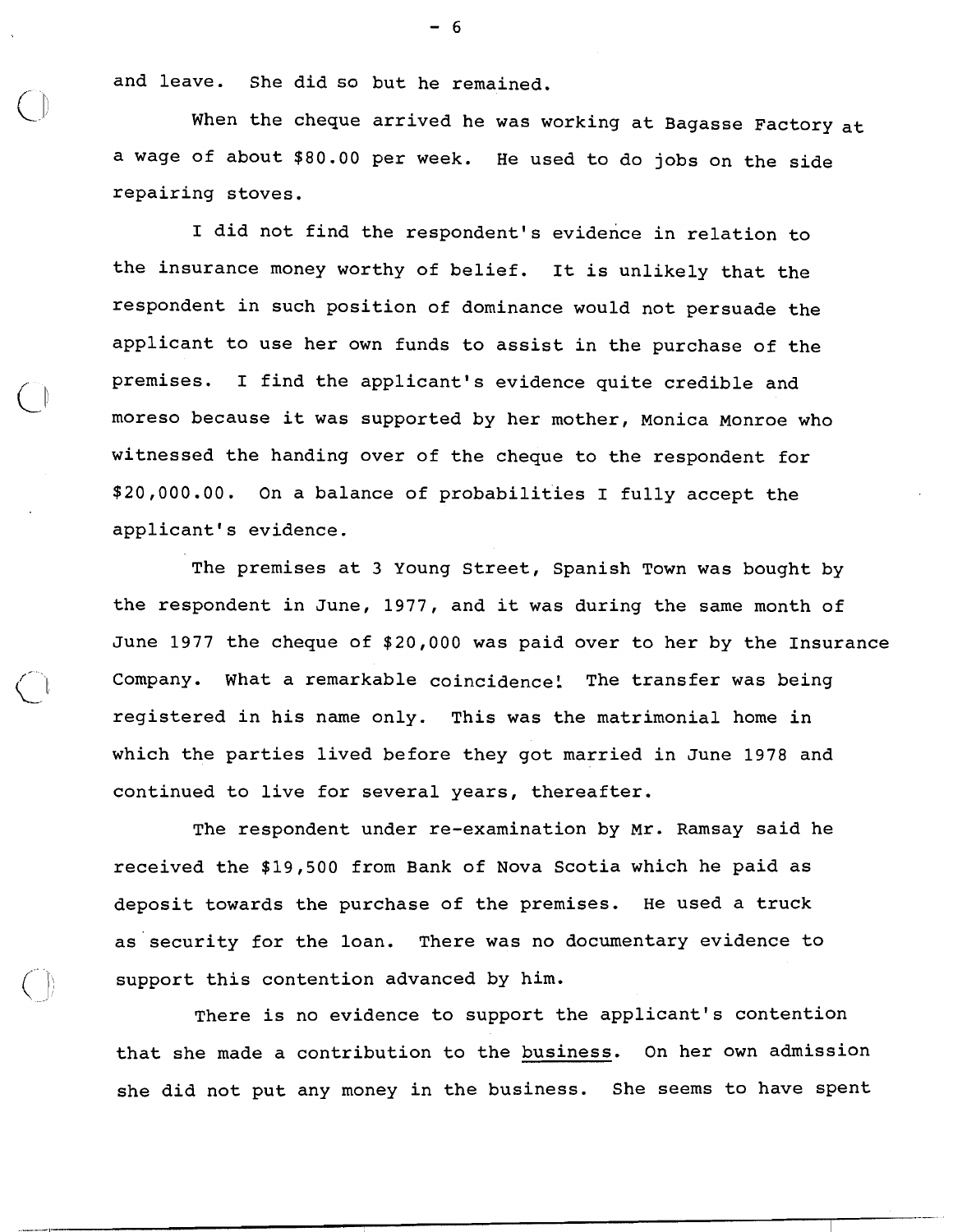and leave. She did so but he remained.

When the cheque arrived he was working at Bagasse Factory at a wage of about $80.00 per week. He used to do jobs on the side repairing stoves.

I did not find the respondent's evidence in relation to the insurance money worthy of belief. It is unlikely that the respondent in such position of dominance would not persuade the applicant to use her own funds to assist in the purchase of the premises. I find the applicant's evidence quite credible and moreso because it was supported by her mother, Monica Monroe who witnessed the handing over of the cheque to the respondent for $20,000.00. On a balance of probabilities I fully accept the applicant's evidence.

The premises at 3 Young Street, Spanish Town was bought by the respondent in June, 1977, and it was during the same month of June 1977 the cheque of $20,000 was paid over to her by the Insurance Company. What a remarkable coincidence! The transfer was being registered in his name only. This was the matrimonial home in which the parties lived before they got married in June 1978 and continued to live for several years, thereafter.

The respondent under re-examination by Mr. Ramsay said he received the $19,500 from Bank of Nova Scotia which he paid as deposit towards the purchase of the premises. He used a truck as security for the loan. There was no documentary evidence to support this contention advanced by him.

There is no evidence to support the applicant's contention that she made a contribution to the <u>business</u>. On her own admission she did not put any money in the business. She seems to have spent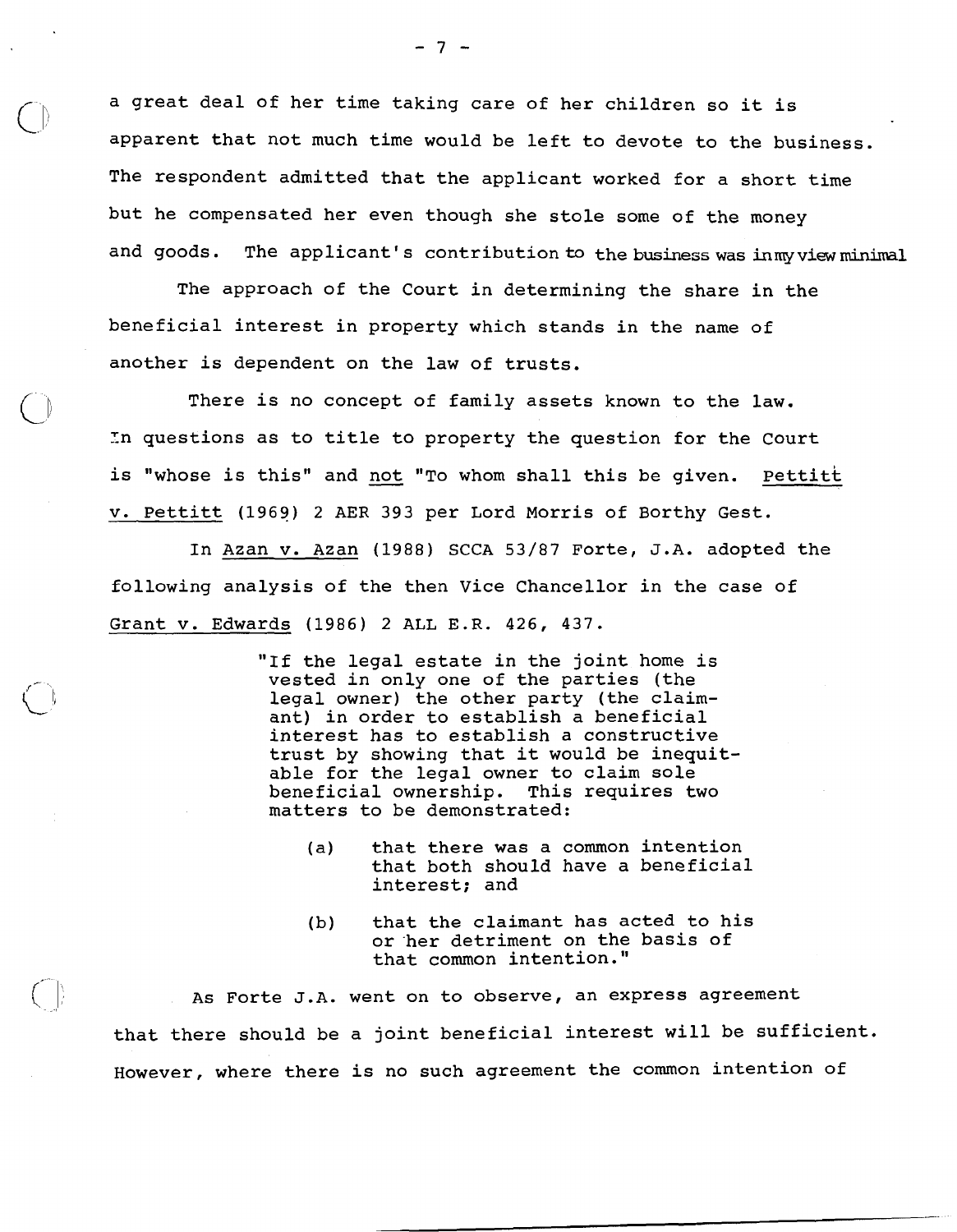a great deal of her time taking care of her children so it is apparent that not much time would be left to devote to the business. The respondent admitted that the applicant worked for a short time but he compensated her even though she stole some of the money and goods. The applicant's contribution to the business was in my view minimal

The approach of the Court in determining the share in the beneficial interest in property which stands in the name of another is dependent on the law of trusts.

There is no concept of family assets known to the law. In questions as to title to property the question for the Court is "whose is this" and not "To whom shall this be given. Pettitt v. Pettitt (1969) 2 AER 393 per Lord Morris of Borthy Gest.

In Azan v. Azan (1988) SCCA 53/87 Forte, J.A. adopted the following analysis of the then Vice Chancellor in the case of Grant v. Edwards (1986) 2 ALL E.R. 426, 437.

> "If the legal estate in the joint home is vested in only one of the parties (the legal owner) the other party (the claimant) in order to establish a beneficial interest has to establish a constructive trust by showing that it would be inequitable for the legal owner to claim sole beneficial ownership. This requires two matters to be demonstrated:
>
> (a) that there was a common intention that both should have a beneficial interest; and
>
> (b) that the claimant has acted to his or her detriment on the basis of that common intention."

As Forte J.A. went on to observe, an express agreement that there should be a joint beneficial interest will be sufficient. However, where there is no such agreement the common intention of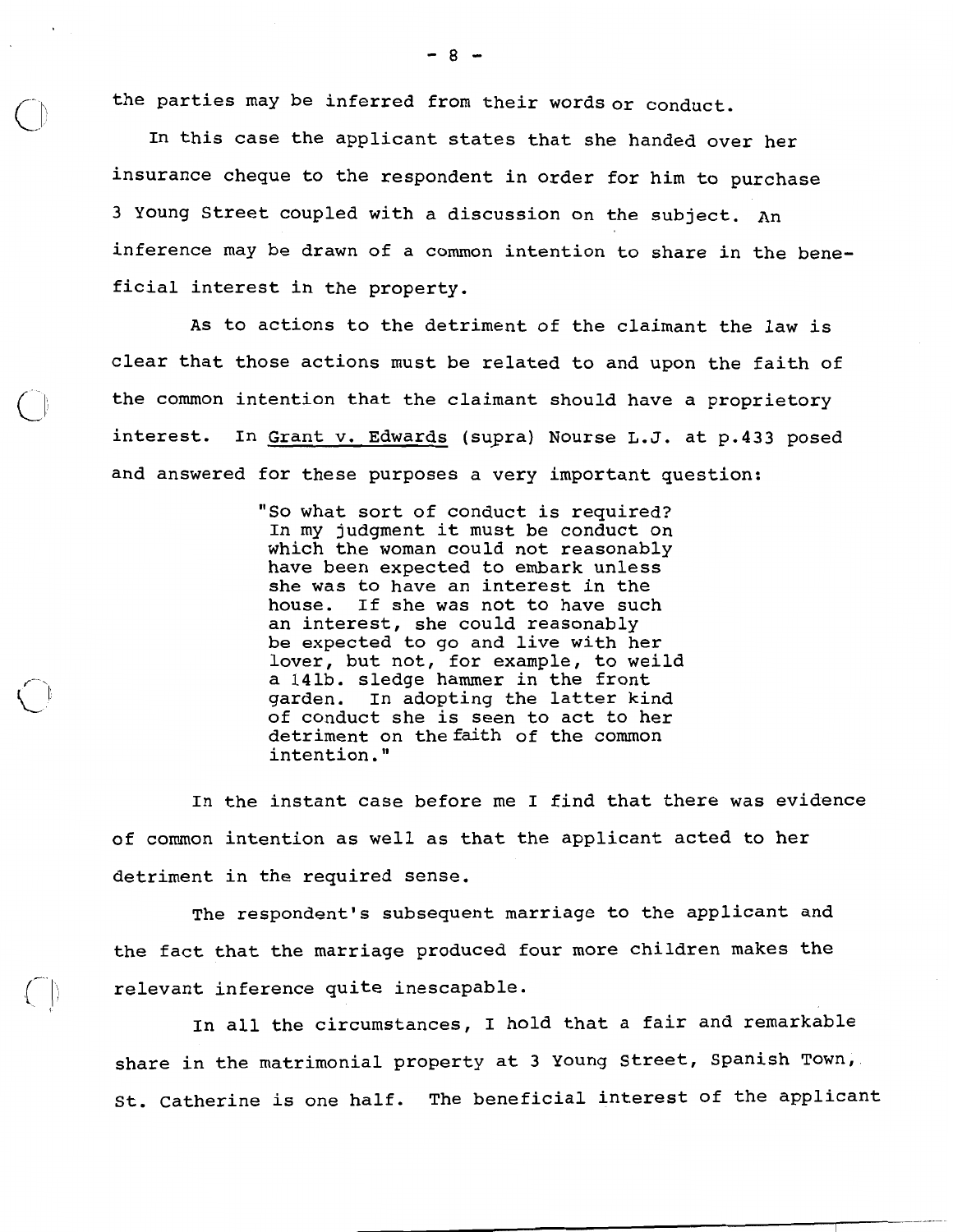the parties may be inferred from their words or conduct.

In this case the applicant states that she handed over her insurance cheque to the respondent in order for him to purchase 3 Young Street coupled with a discussion on the subject. An inference may be drawn of a common intention to share in the beneficial interest in the property.

As to actions to the detriment of the claimant the law is clear that those actions must be related to and upon the faith of the common intention that the claimant should have a proprietory interest. In Grant v. Edwards (supra) Nourse L.J. at p.433 posed and answered for these purposes a very important question:

> "So what sort of conduct is required? In my judgment it must be conduct on which the woman could not reasonably have been expected to embark unless she was to have an interest in the house. If she was not to have such an interest, she could reasonably be expected to go and live with her lover, but not, for example, to weild a 14lb. sledge hammer in the front garden. In adopting the latter kind of conduct she is seen to act to her detriment on the faith of the common intention."

In the instant case before me I find that there was evidence of common intention as well as that the applicant acted to her detriment in the required sense.

The respondent's subsequent marriage to the applicant and the fact that the marriage produced four more children makes the relevant inference quite inescapable.

In all the circumstances, I hold that a fair and remarkable share in the matrimonial property at 3 Young Street, Spanish Town, St. Catherine is one half. The beneficial interest of the applicant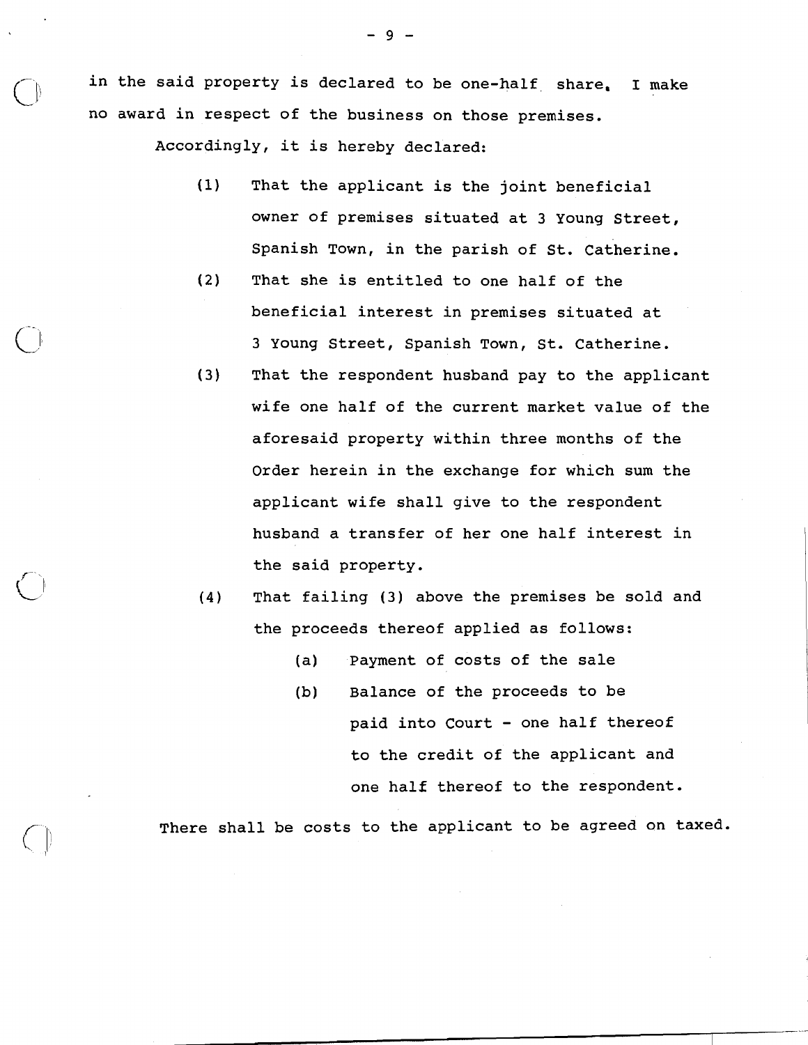in the said property is declared to be one-half share. I make no award in respect of the business on those premises.

Accordingly, it is hereby declared:

(1) That the applicant is the joint beneficial owner of premises situated at 3 Young Street, Spanish Town, in the parish of St. Catherine.

(2) That she is entitled to one half of the beneficial interest in premises situated at 3 Young Street, Spanish Town, St. Catherine.

(3) That the respondent husband pay to the applicant wife one half of the current market value of the aforesaid property within three months of the Order herein in the exchange for which sum the applicant wife shall give to the respondent husband a transfer of her one half interest in the said property.

(4) That failing (3) above the premises be sold and the proceeds thereof applied as follows:

   (a) Payment of costs of the sale

   (b) Balance of the proceeds to be paid into Court - one half thereof to the credit of the applicant and one half thereof to the respondent.

There shall be costs to the applicant to be agreed on taxed.